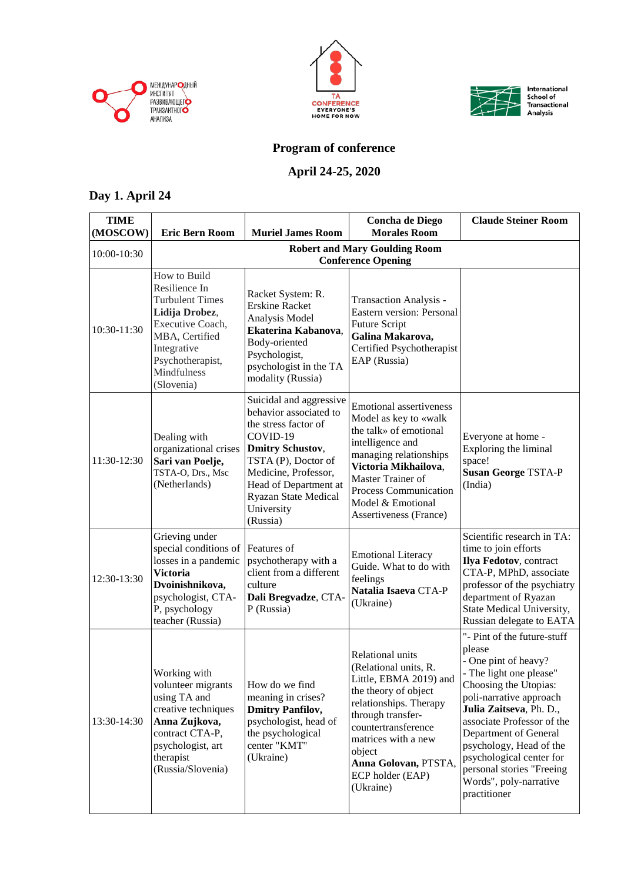МЕЖДУНАРОДНЫЙ ИНСТИТУТ РАЗВИВАЮЩЕГО ТРАНЗАКТНОГО АНАЛИЗА

TA CONFERENCE EVERYONE'S HOME FOR NOW

International School of Transactional Analysis

# Program of conference

## April 24-25, 2020

### Day 1. April 24

| TIME (MOSCOW) | Eric Bern Room | Muriel James Room | Concha de Diego Morales Room | Claude Steiner Room |
|---|---|---|---|---|
| 10:00-10:30 | **Robert and Mary Goulding Room Conference Opening** | | | |
| 10:30-11:30 | How to Build Resilience In Turbulent Times **Lidija Drobez**, Executive Coach, MBA, Certified Integrative Psychotherapist, Mindfulness (Slovenia) | Racket System: R. Erskine Racket Analysis Model **Ekaterina Kabanova**, Body-oriented Psychologist, psychologist in the TA modality (Russia) | Transaction Analysis - Eastern version: Personal Future Script **Galina Makarova,** Certified Psychotherapist EAP (Russia) | |
| 11:30-12:30 | Dealing with organizational crises **Sari van Poelje,** TSTA-O, Drs., Msc (Netherlands) | Suicidal and aggressive behavior associated to the stress factor of COVID-19 **Dmitry Schustov**, TSTA (P), Doctor of Medicine, Professor, Head of Department at Ryazan State Medical University (Russia) | Emotional assertiveness Model as key to «walk the talk» of emotional intelligence and managing relationships **Victoria Mikhailova**, Master Trainer of Process Communication Model & Emotional Assertiveness (France) | Everyone at home - Exploring the liminal space! **Susan George** TSTA-P (India) |
| 12:30-13:30 | Grieving under special conditions of losses in a pandemic **Victoria Dvoinishnikova,** psychologist, CTA-P, psychology teacher (Russia) | Features of psychotherapy with a client from a different culture **Dali Bregvadze**, CTA-P (Russia) | Emotional Literacy Guide. What to do with feelings **Natalia Isaeva** CTA-P (Ukraine) | Scientific research in TA: time to join efforts **Ilya Fedotov**, contract CTA-P, MPhD, associate professor of the psychiatry department of Ryazan State Medical University, Russian delegate to EATA |
| 13:30-14:30 | Working with volunteer migrants using TA and creative techniques **Anna Zujkova,** contract CTA-P, psychologist, art therapist (Russia/Slovenia) | How do we find meaning in crises? **Dmitry Panfilov,** psychologist, head of the psychological center "KMT" (Ukraine) | Relational units (Relational units, R. Little, EBMA 2019) and the theory of object relationships. Therapy through transfer-countertransference matrices with a new object **Anna Golovan,** PTSTA, ECP holder (EAP) (Ukraine) | "- Pint of the future-stuff please - One pint of heavy? - The light one please" Choosing the Utopias: poli-narrative approach **Julia Zaitseva**, Ph. D., associate Professor of the Department of General psychology, Head of the psychological center for personal stories "Freeing Words", poly-narrative practitioner |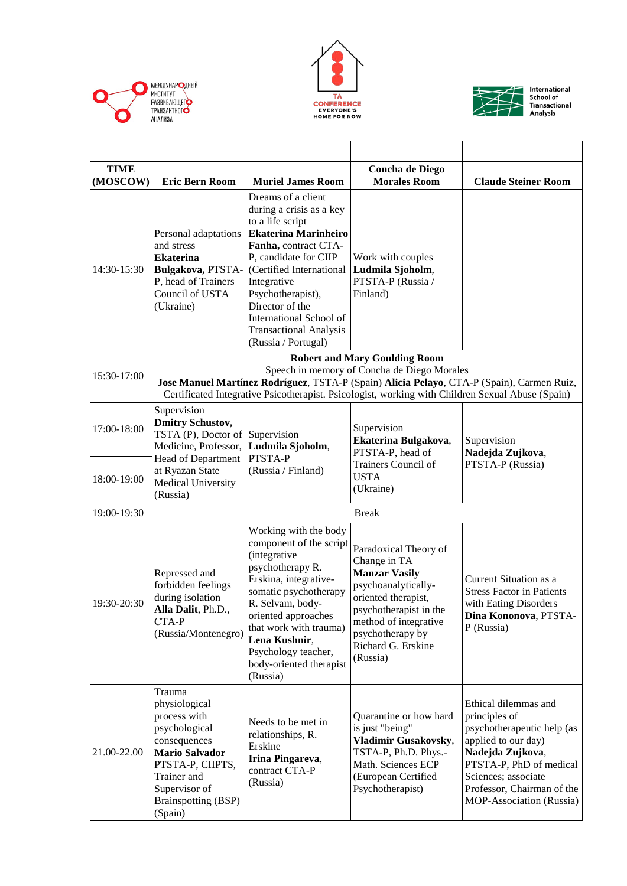| TIME (MOSCOW) | Eric Bern Room | Muriel James Room | Concha de Diego Morales Room | Claude Steiner Room |
|---|---|---|---|---|
| 14:30-15:30 | Personal adaptations and stress **Ekaterina Bulgakova**, PTSTA-P, head of Trainers Council of USTA (Ukraine) | Dreams of a client during a crisis as a key to a life script **Ekaterina Marinheiro Fanha,** contract CTA-P, candidate for CIIP (Certified International Integrative Psychotherapist), Director of the International School of Transactional Analysis (Russia / Portugal) | Work with couples **Ludmila Sjoholm**, PTSTA-P (Russia / Finland) | |
| 15:30-17:00 | **Robert and Mary Goulding Room** Speech in memory of Concha de Diego Morales **Jose Manuel Martínez Rodríguez**, TSTA-P (Spain) **Alicia Pelayo**, CTA-P (Spain), Carmen Ruiz, Certificated Integrative Psicotherapist. Psicologist, working with Children Sexual Abuse (Spain) | | | |
| 17:00-18:00 / 18:00-19:00 | Supervision **Dmitry Schustov,** TSTA (P), Doctor of Medicine, Professor, Head of Department at Ryazan State Medical University (Russia) | Supervision **Ludmila Sjoholm**, PTSTA-P (Russia / Finland) | Supervision **Ekaterina Bulgakova**, PTSTA-P, head of Trainers Council of USTA (Ukraine) | Supervision **Nadejda Zujkova**, PTSTA-P (Russia) |
| 19:00-19:30 | Break | | | |
| 19:30-20:30 | Repressed and forbidden feelings during isolation **Alla Dalit**, Ph.D., CTA-P (Russia/Montenegro) | Working with the body component of the script (integrative psychotherapy R. Erskina, integrative-somatic psychotherapy R. Selvam, body-oriented approaches that work with trauma) **Lena Kushnir**, Psychology teacher, body-oriented therapist (Russia) | Paradoxical Theory of Change in TA **Manzar Vasily** psychoanalytically-oriented therapist, psychotherapist in the method of integrative psychotherapy by Richard G. Erskine (Russia) | Current Situation as a Stress Factor in Patients with Eating Disorders **Dina Kononova**, PTSTA-P (Russia) |
| 21.00-22.00 | Trauma physiological process with psychological consequences **Mario Salvador** PTSTA-P, CIIPTS, Trainer and Supervisor of Brainspotting (BSP) (Spain) | Needs to be met in relationships, R. Erskine **Irina Pingareva**, contract CTA-P (Russia) | Quarantine or how hard is just "being" **Vladimir Gusakovsky**, TSTA-P, Ph.D. Phys.-Math. Sciences ECP (European Certified Psychotherapist) | Ethical dilemmas and principles of psychotherapeutic help (as applied to our day) **Nadejda Zujkova**, PTSTA-P, PhD of medical Sciences; associate Professor, Chairman of the MOP-Association (Russia) |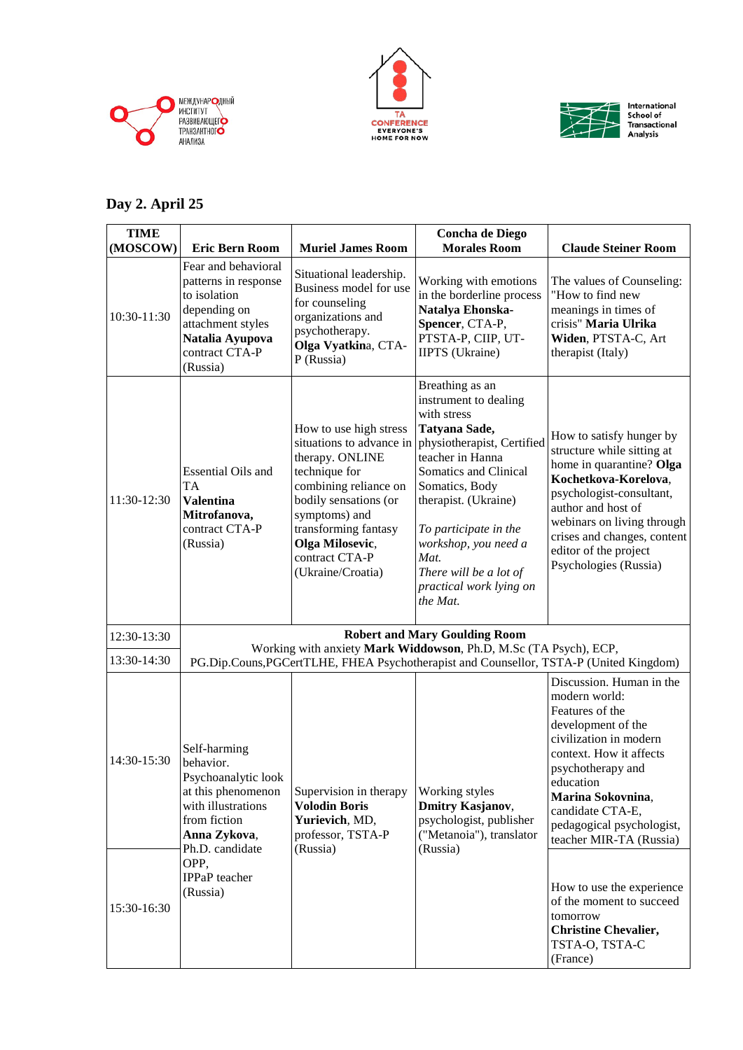## Day 2. April 25

| TIME (MOSCOW) | Eric Bern Room | Muriel James Room | Concha de Diego Morales Room | Claude Steiner Room |
|---|---|---|---|---|
| 10:30-11:30 | Fear and behavioral patterns in response to isolation depending on attachment styles **Natalia Ayupova** contract CTA-P (Russia) | Situational leadership. Business model for use for counseling organizations and psychotherapy. **Olga Vyatkin**a, CTA-P (Russia) | Working with emotions in the borderline process **Natalya Ehonska-Spencer**, CTA-P, PTSTA-P, CIIP, UT-IIPTS (Ukraine) | The values of Counseling: "How to find new meanings in times of crisis" **Maria Ulrika Widen**, PTSTA-C, Art therapist (Italy) |
| 11:30-12:30 | Essential Oils and TA **Valentina Mitrofanova,** contract CTA-P (Russia) | How to use high stress situations to advance in therapy. ONLINE technique for combining reliance on bodily sensations (or symptoms) and transforming fantasy **Olga Milosevic**, contract CTA-P (Ukraine/Croatia) | Breathing as an instrument to dealing with stress **Tatyana Sade,** physiotherapist, Certified teacher in Hanna Somatics and Clinical Somatics, Body therapist. (Ukraine) *To participate in the workshop, you need a Mat. There will be a lot of practical work lying on the Mat.* | How to satisfy hunger by structure while sitting at home in quarantine? **Olga Kochetkova-Korelova**, psychologist-consultant, author and host of webinars on living through crises and changes, content editor of the project Psychologies (Russia) |
| 12:30-13:30 | **Robert and Mary Goulding Room** Working with anxiety **Mark Widdowson**, Ph.D, M.Sc (TA Psych), ECP, PG.Dip.Couns,PGCertTLHE, FHEA Psychotherapist and Counsellor, TSTA-P (United Kingdom) | | | |
| 13:30-14:30 | | | | |
| 14:30-15:30 | Self-harming behavior. Psychoanalytic look at this phenomenon with illustrations from fiction **Anna Zykova**, Ph.D. candidate OPP, IPPaP teacher (Russia) | Supervision in therapy **Volodin Boris Yurievich**, MD, professor, TSTA-P (Russia) | Working styles **Dmitry Kasjanov**, psychologist, publisher ("Metanoia"), translator (Russia) | Discussion. Human in the modern world: Features of the development of the civilization in modern context. How it affects psychotherapy and education **Marina Sokovnina**, candidate CTA-E, pedagogical psychologist, teacher MIR-TA (Russia) |
| 15:30-16:30 | | | | How to use the experience of the moment to succeed tomorrow **Christine Chevalier,** TSTA-O, TSTA-C (France) |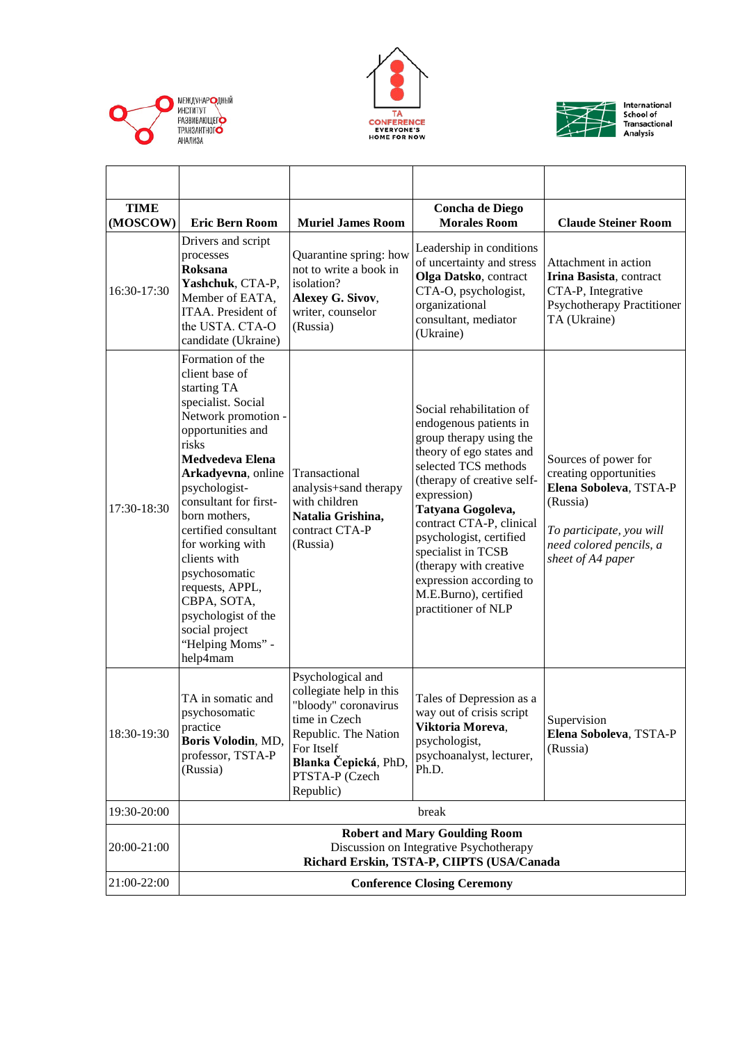| TIME (MOSCOW) | Eric Bern Room | Muriel James Room | Concha de Diego Morales Room | Claude Steiner Room |
|---|---|---|---|---|
| 16:30-17:30 | Drivers and script processes **Roksana Yashchuk**, CTA-P, Member of EATA, ITAA. President of the USTA. CTA-O candidate (Ukraine) | Quarantine spring: how not to write a book in isolation? **Alexey G. Sivov**, writer, counselor (Russia) | Leadership in conditions of uncertainty and stress **Olga Datsko**, contract CTA-O, psychologist, organizational consultant, mediator (Ukraine) | Attachment in action **Irina Basista**, contract CTA-P, Integrative Psychotherapy Practitioner TA (Ukraine) |
| 17:30-18:30 | Formation of the client base of starting TA specialist. Social Network promotion - opportunities and risks **Medvedeva Elena Arkadyevna**, online psychologist-consultant for first-born mothers, certified consultant for working with clients with psychosomatic requests, APPL, CBPA, SOTA, psychologist of the social project "Helping Moms" - help4mam | Transactional analysis+sand therapy with children **Natalia Grishina,** contract CTA-P (Russia) | Social rehabilitation of endogenous patients in group therapy using the theory of ego states and selected TCS methods (therapy of creative self-expression) **Tatyana Gogoleva,** contract CTA-P, clinical psychologist, certified specialist in TCSB (therapy with creative expression according to M.E.Burno), certified practitioner of NLP | Sources of power for creating opportunities **Elena Soboleva**, TSTA-P (Russia) *To participate, you will need colored pencils, a sheet of A4 paper* |
| 18:30-19:30 | TA in somatic and psychosomatic practice **Boris Volodin**, MD, professor, TSTA-P (Russia) | Psychological and collegiate help in this "bloody" coronavirus time in Czech Republic. The Nation For Itself **Blanka Čepická**, PhD, PTSTA-P (Czech Republic) | Tales of Depression as a way out of crisis script **Viktoria Moreva**, psychologist, psychoanalyst, lecturer, Ph.D. | Supervision **Elena Soboleva**, TSTA-P (Russia) |
| 19:30-20:00 | break | | | |
| 20:00-21:00 | **Robert and Mary Goulding Room** Discussion on Integrative Psychotherapy **Richard Erskin, TSTA-P, CIIPTS (USA/Canada** | | | |
| 21:00-22:00 | **Conference Closing Ceremony** | | | |